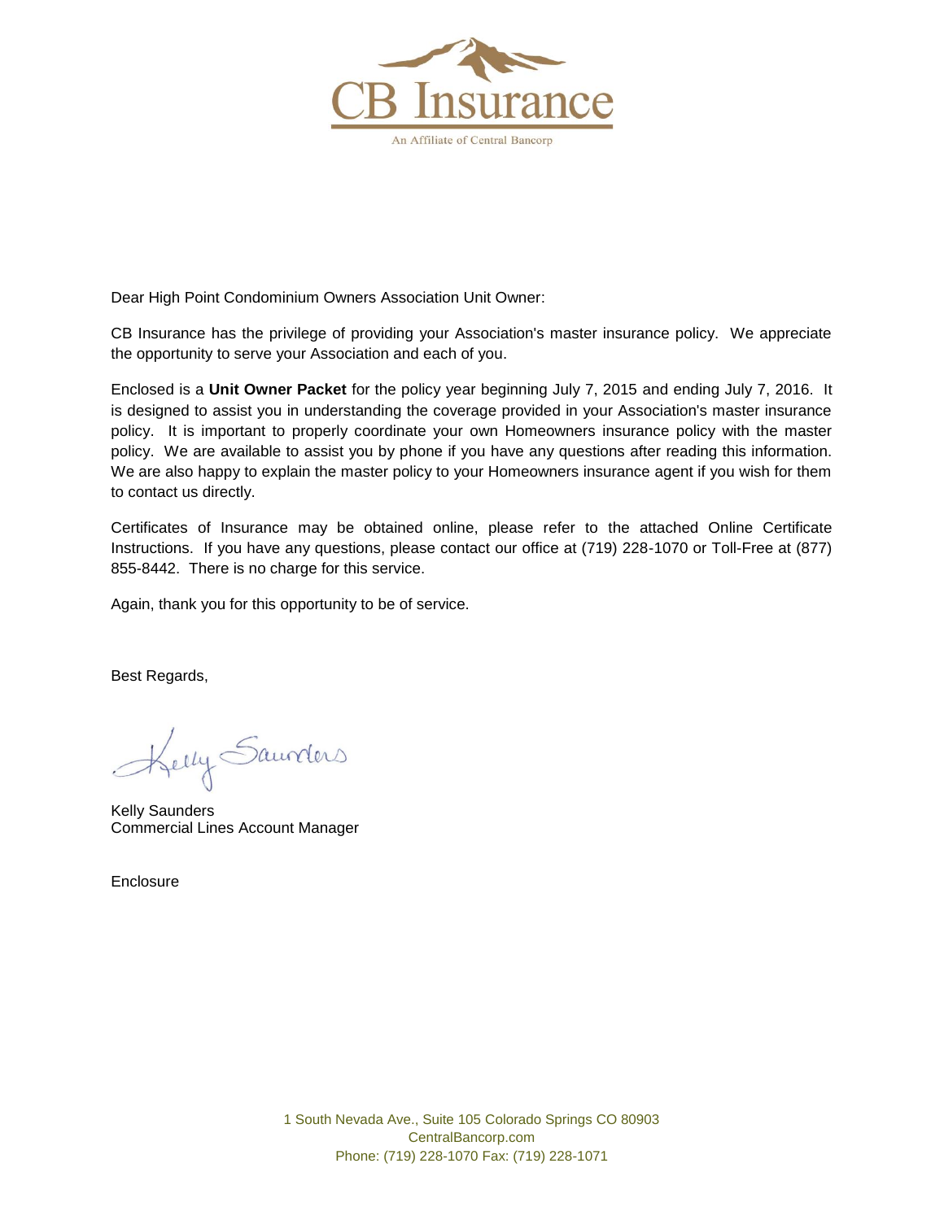CB Insurance

An Affiliate of Central Bancorp

Dear High Point Condominium Owners Association Unit Owner:

CB Insurance has the privilege of providing your Association's master insurance policy. We appreciate the opportunity to serve your Association and each of you.

Enclosed is a **Unit Owner Packet** for the policy year beginning July 7, 2015 and ending July 7, 2016. It is designed to assist you in understanding the coverage provided in your Association's master insurance policy. It is important to properly coordinate your own Homeowners insurance policy with the master policy. We are available to assist you by phone if you have any questions after reading this information. We are also happy to explain the master policy to your Homeowners insurance agent if you wish for them to contact us directly.

Certificates of Insurance may be obtained online, please refer to the attached Online Certificate Instructions. If you have any questions, please contact our office at (719) 228-1070 or Toll-Free at (877) 855-8442. There is no charge for this service.

Again, thank you for this opportunity to be of service.

Best Regards,

Kelly Saunders

Kelly Saunders
Commercial Lines Account Manager

Enclosure

1 South Nevada Ave., Suite 105 Colorado Springs CO 80903
CentralBancorp.com
Phone: (719) 228-1070 Fax: (719) 228-1071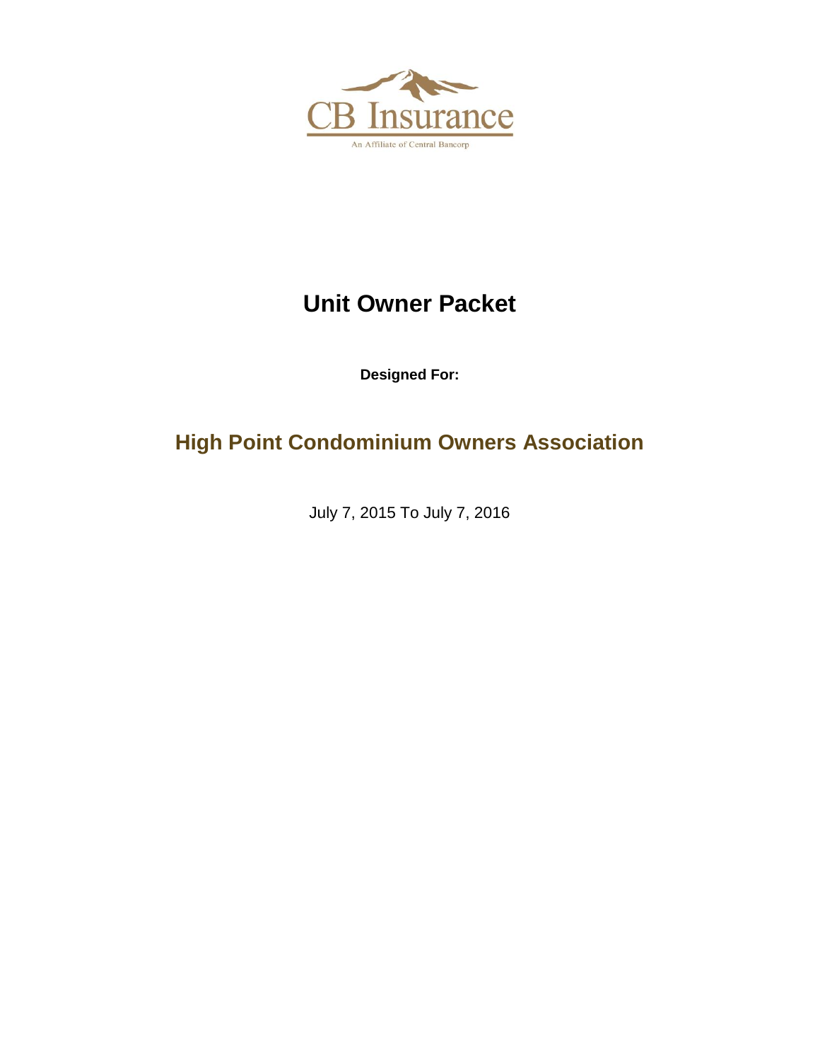CB Insurance

An Affiliate of Central Bancorp

# Unit Owner Packet

**Designed For:**

## High Point Condominium Owners Association

July 7, 2015 To July 7, 2016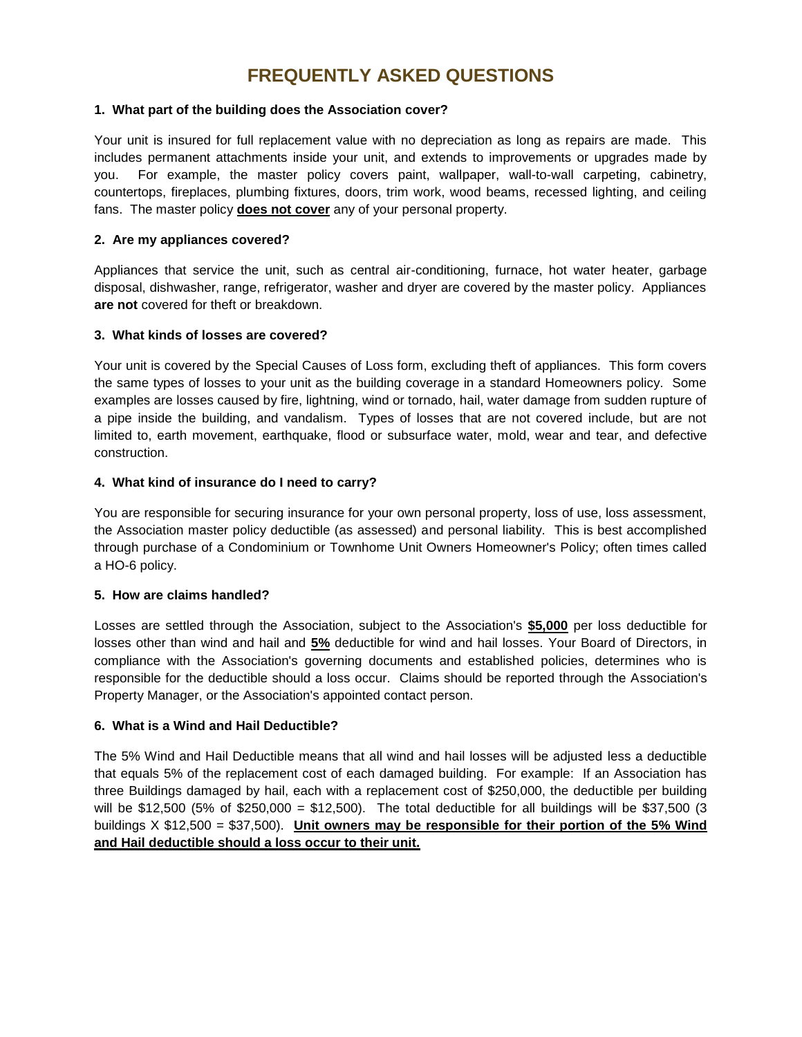# FREQUENTLY ASKED QUESTIONS

**1. What part of the building does the Association cover?**

Your unit is insured for full replacement value with no depreciation as long as repairs are made. This includes permanent attachments inside your unit, and extends to improvements or upgrades made by you. For example, the master policy covers paint, wallpaper, wall-to-wall carpeting, cabinetry, countertops, fireplaces, plumbing fixtures, doors, trim work, wood beams, recessed lighting, and ceiling fans. The master policy **<u>does not cover</u>** any of your personal property.

**2. Are my appliances covered?**

Appliances that service the unit, such as central air-conditioning, furnace, hot water heater, garbage disposal, dishwasher, range, refrigerator, washer and dryer are covered by the master policy. Appliances **are not** covered for theft or breakdown.

**3. What kinds of losses are covered?**

Your unit is covered by the Special Causes of Loss form, excluding theft of appliances. This form covers the same types of losses to your unit as the building coverage in a standard Homeowners policy. Some examples are losses caused by fire, lightning, wind or tornado, hail, water damage from sudden rupture of a pipe inside the building, and vandalism. Types of losses that are not covered include, but are not limited to, earth movement, earthquake, flood or subsurface water, mold, wear and tear, and defective construction.

**4. What kind of insurance do I need to carry?**

You are responsible for securing insurance for your own personal property, loss of use, loss assessment, the Association master policy deductible (as assessed) and personal liability. This is best accomplished through purchase of a Condominium or Townhome Unit Owners Homeowner's Policy; often times called a HO-6 policy.

**5. How are claims handled?**

Losses are settled through the Association, subject to the Association's **<u>$5,000</u>** per loss deductible for losses other than wind and hail and **<u>5%</u>** deductible for wind and hail losses. Your Board of Directors, in compliance with the Association's governing documents and established policies, determines who is responsible for the deductible should a loss occur. Claims should be reported through the Association's Property Manager, or the Association's appointed contact person.

**6. What is a Wind and Hail Deductible?**

The 5% Wind and Hail Deductible means that all wind and hail losses will be adjusted less a deductible that equals 5% of the replacement cost of each damaged building. For example: If an Association has three Buildings damaged by hail, each with a replacement cost of $250,000, the deductible per building will be $12,500 (5% of $250,000 = $12,500). The total deductible for all buildings will be $37,500 (3 buildings X $12,500 = $37,500). **<u>Unit owners may be responsible for their portion of the 5% Wind and Hail deductible should a loss occur to their unit.</u>**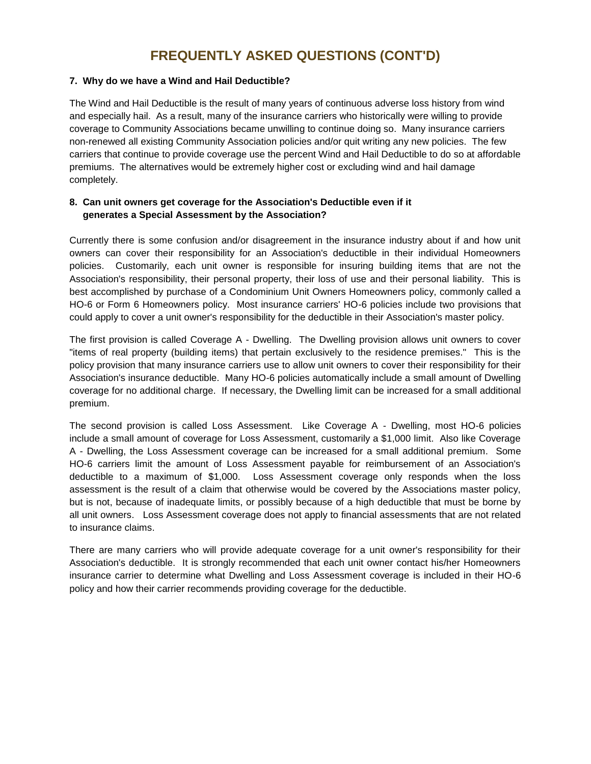# FREQUENTLY ASKED QUESTIONS (CONT'D)

**7. Why do we have a Wind and Hail Deductible?**

The Wind and Hail Deductible is the result of many years of continuous adverse loss history from wind and especially hail. As a result, many of the insurance carriers who historically were willing to provide coverage to Community Associations became unwilling to continue doing so. Many insurance carriers non-renewed all existing Community Association policies and/or quit writing any new policies. The few carriers that continue to provide coverage use the percent Wind and Hail Deductible to do so at affordable premiums. The alternatives would be extremely higher cost or excluding wind and hail damage completely.

**8. Can unit owners get coverage for the Association's Deductible even if it generates a Special Assessment by the Association?**

Currently there is some confusion and/or disagreement in the insurance industry about if and how unit owners can cover their responsibility for an Association's deductible in their individual Homeowners policies. Customarily, each unit owner is responsible for insuring building items that are not the Association's responsibility, their personal property, their loss of use and their personal liability. This is best accomplished by purchase of a Condominium Unit Owners Homeowners policy, commonly called a HO-6 or Form 6 Homeowners policy. Most insurance carriers' HO-6 policies include two provisions that could apply to cover a unit owner's responsibility for the deductible in their Association's master policy.

The first provision is called Coverage A - Dwelling. The Dwelling provision allows unit owners to cover "items of real property (building items) that pertain exclusively to the residence premises." This is the policy provision that many insurance carriers use to allow unit owners to cover their responsibility for their Association's insurance deductible. Many HO-6 policies automatically include a small amount of Dwelling coverage for no additional charge. If necessary, the Dwelling limit can be increased for a small additional premium.

The second provision is called Loss Assessment. Like Coverage A - Dwelling, most HO-6 policies include a small amount of coverage for Loss Assessment, customarily a $1,000 limit. Also like Coverage A - Dwelling, the Loss Assessment coverage can be increased for a small additional premium. Some HO-6 carriers limit the amount of Loss Assessment payable for reimbursement of an Association's deductible to a maximum of $1,000. Loss Assessment coverage only responds when the loss assessment is the result of a claim that otherwise would be covered by the Associations master policy, but is not, because of inadequate limits, or possibly because of a high deductible that must be borne by all unit owners. Loss Assessment coverage does not apply to financial assessments that are not related to insurance claims.

There are many carriers who will provide adequate coverage for a unit owner's responsibility for their Association's deductible. It is strongly recommended that each unit owner contact his/her Homeowners insurance carrier to determine what Dwelling and Loss Assessment coverage is included in their HO-6 policy and how their carrier recommends providing coverage for the deductible.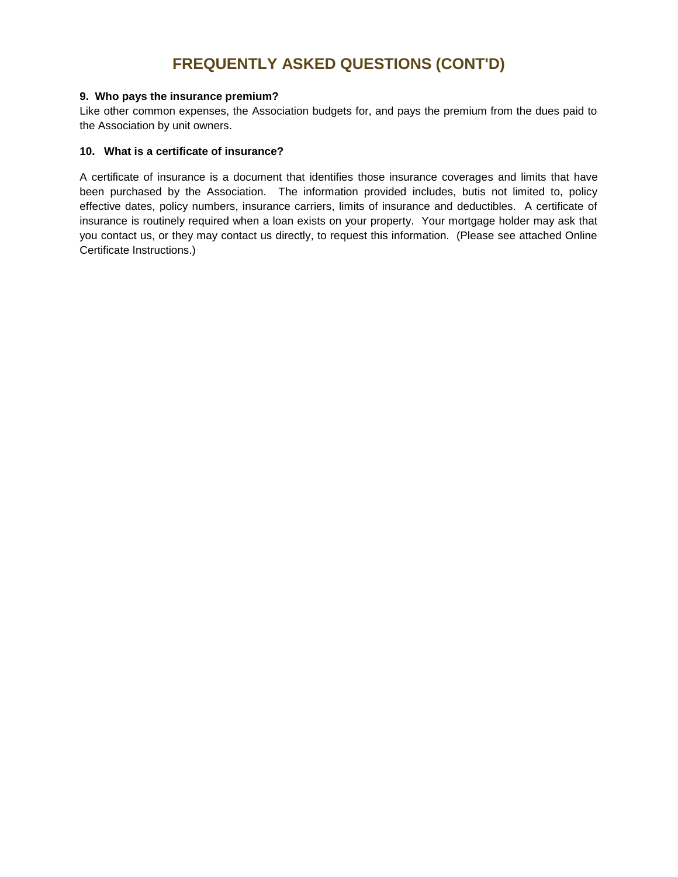# FREQUENTLY ASKED QUESTIONS (CONT'D)

**9. Who pays the insurance premium?**

Like other common expenses, the Association budgets for, and pays the premium from the dues paid to the Association by unit owners.

**10. What is a certificate of insurance?**

A certificate of insurance is a document that identifies those insurance coverages and limits that have been purchased by the Association. The information provided includes, butis not limited to, policy effective dates, policy numbers, insurance carriers, limits of insurance and deductibles. A certificate of insurance is routinely required when a loan exists on your property. Your mortgage holder may ask that you contact us, or they may contact us directly, to request this information. (Please see attached Online Certificate Instructions.)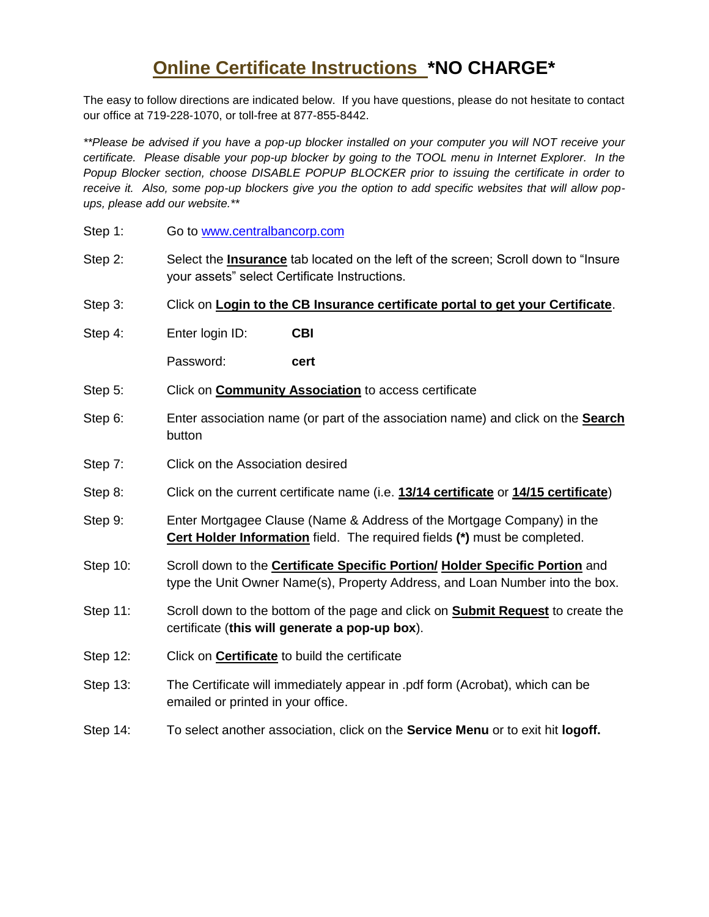# Online Certificate Instructions *NO CHARGE*

The easy to follow directions are indicated below. If you have questions, please do not hesitate to contact our office at 719-228-1070, or toll-free at 877-855-8442.

*\*\*Please be advised if you have a pop-up blocker installed on your computer you will NOT receive your certificate. Please disable your pop-up blocker by going to the TOOL menu in Internet Explorer. In the Popup Blocker section, choose DISABLE POPUP BLOCKER prior to issuing the certificate in order to receive it. Also, some pop-up blockers give you the option to add specific websites that will allow pop-ups, please add our website.\*\**

Step 1: Go to www.centralbancorp.com

Step 2: Select the **Insurance** tab located on the left of the screen; Scroll down to "Insure your assets" select Certificate Instructions.

Step 3: Click on **Login to the CB Insurance certificate portal to get your Certificate**.

Step 4: Enter login ID: **CBI**

Password: **cert**

Step 5: Click on **Community Association** to access certificate

Step 6: Enter association name (or part of the association name) and click on the **Search** button

Step 7: Click on the Association desired

Step 8: Click on the current certificate name (i.e. **13/14 certificate** or **14/15 certificate**)

Step 9: Enter Mortgagee Clause (Name & Address of the Mortgage Company) in the **Cert Holder Information** field. The required fields **(*)** must be completed.

Step 10: Scroll down to the **Certificate Specific Portion/ Holder Specific Portion** and type the Unit Owner Name(s), Property Address, and Loan Number into the box.

Step 11: Scroll down to the bottom of the page and click on **Submit Request** to create the certificate (**this will generate a pop-up box**).

Step 12: Click on **Certificate** to build the certificate

Step 13: The Certificate will immediately appear in .pdf form (Acrobat), which can be emailed or printed in your office.

Step 14: To select another association, click on the **Service Menu** or to exit hit **logoff.**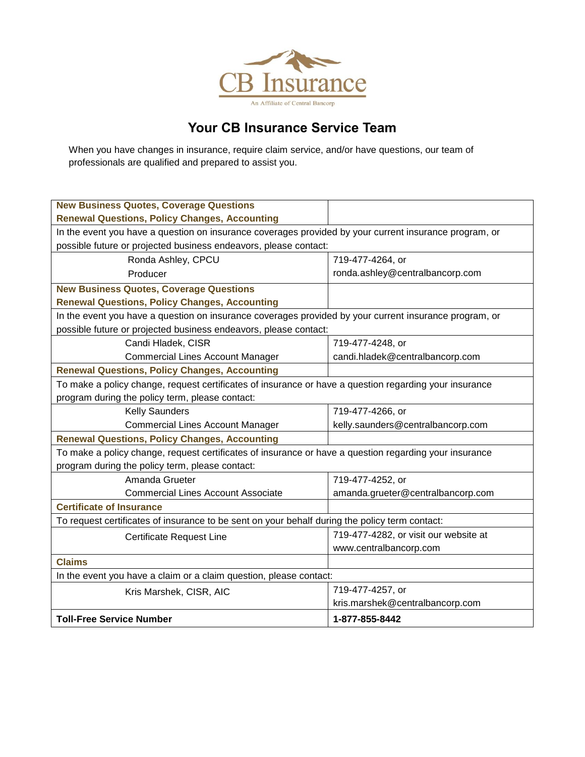CB Insurance

An Affiliate of Central Bancorp

# Your CB Insurance Service Team

When you have changes in insurance, require claim service, and/or have questions, our team of professionals are qualified and prepared to assist you.

| | |
|---|---|
| **New Business Quotes, Coverage Questions**<br>**Renewal Questions, Policy Changes, Accounting** | |
| In the event you have a question on insurance coverages provided by your current insurance program, or possible future or projected business endeavors, please contact: | |
| Ronda Ashley, CPCU<br>Producer | 719-477-4264, or<br>ronda.ashley@centralbancorp.com |
| **New Business Quotes, Coverage Questions**<br>**Renewal Questions, Policy Changes, Accounting** | |
| In the event you have a question on insurance coverages provided by your current insurance program, or possible future or projected business endeavors, please contact: | |
| Candi Hladek, CISR<br>Commercial Lines Account Manager | 719-477-4248, or<br>candi.hladek@centralbancorp.com |
| **Renewal Questions, Policy Changes, Accounting** | |
| To make a policy change, request certificates of insurance or have a question regarding your insurance program during the policy term, please contact: | |
| Kelly Saunders<br>Commercial Lines Account Manager | 719-477-4266, or<br>kelly.saunders@centralbancorp.com |
| **Renewal Questions, Policy Changes, Accounting** | |
| To make a policy change, request certificates of insurance or have a question regarding your insurance program during the policy term, please contact: | |
| Amanda Grueter<br>Commercial Lines Account Associate | 719-477-4252, or<br>amanda.grueter@centralbancorp.com |
| **Certificate of Insurance** | |
| To request certificates of insurance to be sent on your behalf during the policy term contact: | |
| Certificate Request Line | 719-477-4282, or visit our website at<br>www.centralbancorp.com |
| **Claims** | |
| In the event you have a claim or a claim question, please contact: | |
| Kris Marshek, CISR, AIC | 719-477-4257, or<br>kris.marshek@centralbancorp.com |
| **Toll-Free Service Number** | **1-877-855-8442** |